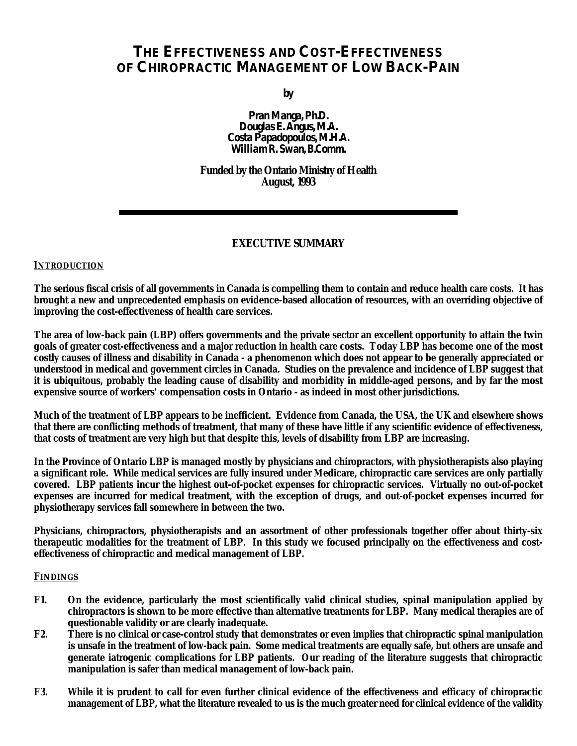# THE EFFECTIVENESS AND COST-EFFECTIVENESS OF CHIROPRACTIC MANAGEMENT OF LOW BACK-PAIN

**by**

**Pran Manga, Ph.D.**
**Douglas E. Angus, M.A.**
**Costa Papadopoulos, M.H.A.**
**William R. Swan, B.Comm.**

**Funded by the Ontario Ministry of Health**
**August, 1993**

---

## EXECUTIVE SUMMARY

### INTRODUCTION

**The serious fiscal crisis of all governments in Canada is compelling them to contain and reduce health care costs. It has brought a new and unprecedented emphasis on evidence-based allocation of resources, with an overriding objective of improving the cost-effectiveness of health care services.**

**The area of low-back pain (LBP) offers governments and the private sector an excellent opportunity to attain the twin goals of greater cost-effectiveness and a major reduction in health care costs. Today LBP has become one of the most costly causes of illness and disability in Canada - a phenomenon which does not appear to be generally appreciated or understood in medical and government circles in Canada. Studies on the prevalence and incidence of LBP suggest that it is ubiquitous, probably the leading cause of disability and morbidity in middle-aged persons, and by far the most expensive source of workers' compensation costs in Ontario - as indeed in most other jurisdictions.**

**Much of the treatment of LBP appears to be inefficient. Evidence from Canada, the USA, the UK and elsewhere shows that there are conflicting methods of treatment, that many of these have little if any scientific evidence of effectiveness, that costs of treatment are very high but that despite this, levels of disability from LBP are increasing.**

**In the Province of Ontario LBP is managed mostly by physicians and chiropractors, with physiotherapists also playing a significant role. While medical services are fully insured under Medicare, chiropractic care services are only partially covered. LBP patients incur the highest out-of-pocket expenses for chiropractic services. Virtually no out-of-pocket expenses are incurred for medical treatment, with the exception of drugs, and out-of-pocket expenses incurred for physiotherapy services fall somewhere in between the two.**

**Physicians, chiropractors, physiotherapists and an assortment of other professionals together offer about thirty-six therapeutic modalities for the treatment of LBP. In this study we focused principally on the effectiveness and cost-effectiveness of chiropractic and medical management of LBP.**

### FINDINGS

- **F1.** **On the evidence, particularly the most scientifically valid clinical studies, spinal manipulation applied by chiropractors is shown to be more effective than alternative treatments for LBP. Many medical therapies are of questionable validity or are clearly inadequate.**
- **F2.** **There is no clinical or case-control study that demonstrates or even implies that chiropractic spinal manipulation is unsafe in the treatment of low-back pain. Some medical treatments are equally safe, but others are unsafe and generate iatrogenic complications for LBP patients. Our reading of the literature suggests that chiropractic manipulation is safer than medical management of low-back pain.**
- **F3.** **While it is prudent to call for even further clinical evidence of the effectiveness and efficacy of chiropractic management of LBP, what the literature revealed to us is the much greater need for clinical evidence of the validity**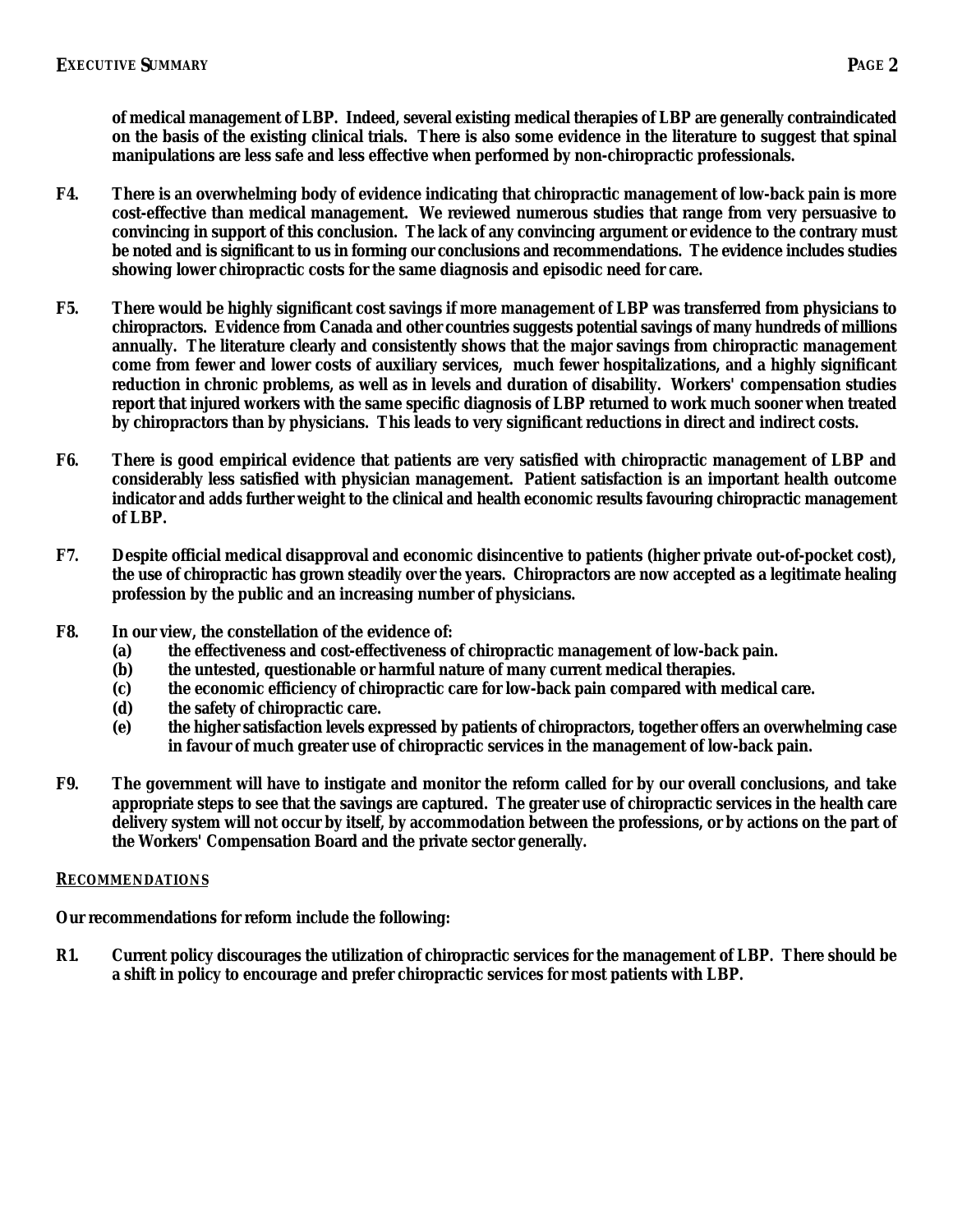**of medical management of LBP. Indeed, several existing medical therapies of LBP are generally contraindicated on the basis of the existing clinical trials. There is also some evidence in the literature to suggest that spinal manipulations are less safe and less effective when performed by non-chiropractic professionals.**

**F4.** **There is an overwhelming body of evidence indicating that chiropractic management of low-back pain is more cost-effective than medical management. We reviewed numerous studies that range from very persuasive to convincing in support of this conclusion. The lack of any convincing argument or evidence to the contrary must be noted and is significant to us in forming our conclusions and recommendations. The evidence includes studies showing lower chiropractic costs for the same diagnosis and episodic need for care.**

**F5.** **There would be highly significant cost savings if more management of LBP was transferred from physicians to chiropractors. Evidence from Canada and other countries suggests potential savings of many hundreds of millions annually. The literature clearly and consistently shows that the major savings from chiropractic management come from fewer and lower costs of auxiliary services, much fewer hospitalizations, and a highly significant reduction in chronic problems, as well as in levels and duration of disability. Workers' compensation studies report that injured workers with the same specific diagnosis of LBP returned to work much sooner when treated by chiropractors than by physicians. This leads to very significant reductions in direct and indirect costs.**

**F6.** **There is good empirical evidence that patients are very satisfied with chiropractic management of LBP and considerably less satisfied with physician management. Patient satisfaction is an important health outcome indicator and adds further weight to the clinical and health economic results favouring chiropractic management of LBP.**

**F7.** **Despite official medical disapproval and economic disincentive to patients (higher private out-of-pocket cost), the use of chiropractic has grown steadily over the years. Chiropractors are now accepted as a legitimate healing profession by the public and an increasing number of physicians.**

**F8.** **In our view, the constellation of the evidence of:**

- **(a)** **the effectiveness and cost-effectiveness of chiropractic management of low-back pain.**
- **(b)** **the untested, questionable or harmful nature of many current medical therapies.**
- **(c)** **the economic efficiency of chiropractic care for low-back pain compared with medical care.**
- **(d)** **the safety of chiropractic care.**
- **(e)** **the higher satisfaction levels expressed by patients of chiropractors, together offers an overwhelming case in favour of much greater use of chiropractic services in the management of low-back pain.**

**F9.** **The government will have to instigate and monitor the reform called for by our overall conclusions, and take appropriate steps to see that the savings are captured. The greater use of chiropractic services in the health care delivery system will not occur by itself, by accommodation between the professions, or by actions on the part of the Workers' Compensation Board and the private sector generally.**

## RECOMMENDATIONS

**Our recommendations for reform include the following:**

**R1.** **Current policy discourages the utilization of chiropractic services for the management of LBP. There should be a shift in policy to encourage and prefer chiropractic services for most patients with LBP.**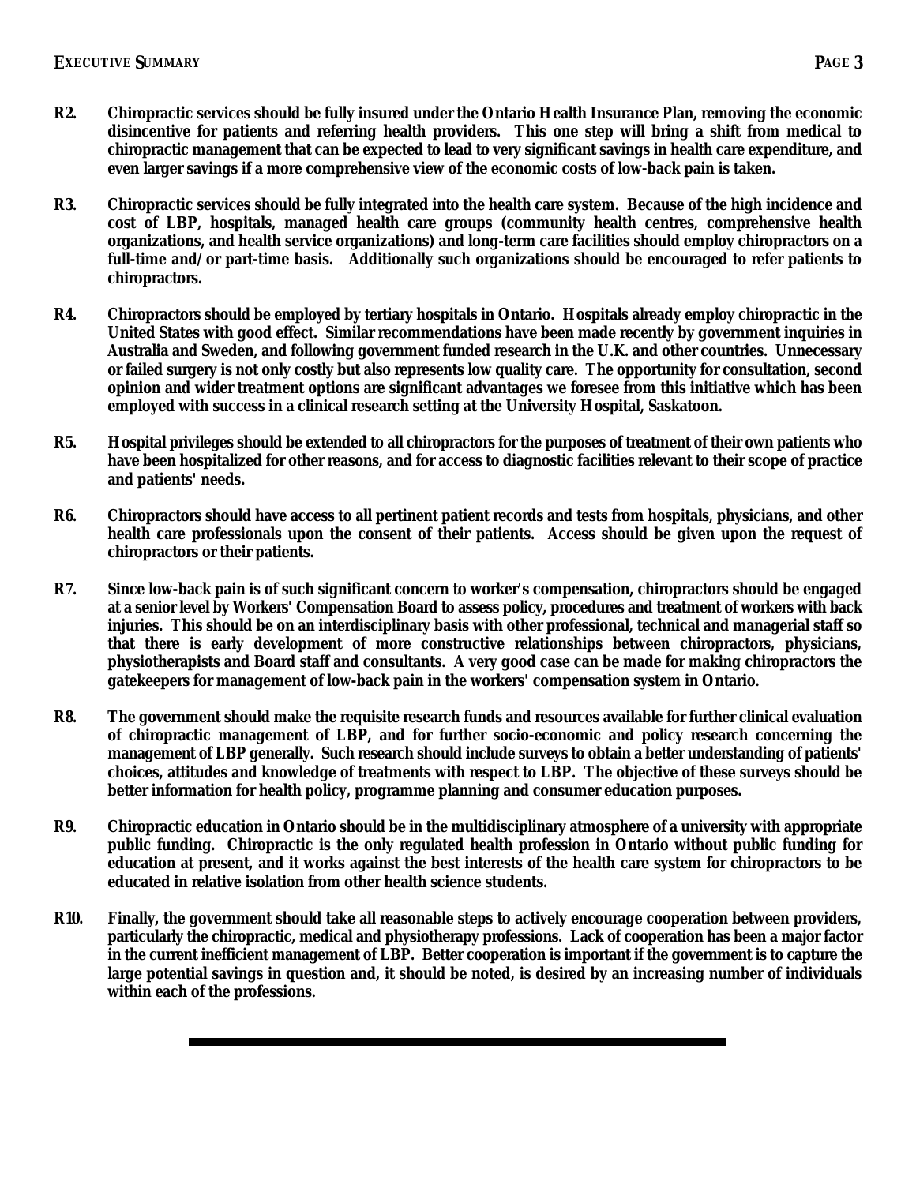**R2.** **Chiropractic services should be fully insured under the Ontario Health Insurance Plan, removing the economic disincentive for patients and referring health providers. This one step will bring a shift from medical to chiropractic management that can be expected to lead to very significant savings in health care expenditure, and even larger savings if a more comprehensive view of the economic costs of low-back pain is taken.**

**R3.** **Chiropractic services should be fully integrated into the health care system. Because of the high incidence and cost of LBP, hospitals, managed health care groups (community health centres, comprehensive health organizations, and health service organizations) and long-term care facilities should employ chiropractors on a full-time and/or part-time basis. Additionally such organizations should be encouraged to refer patients to chiropractors.**

**R4.** **Chiropractors should be employed by tertiary hospitals in Ontario. Hospitals already employ chiropractic in the United States with good effect. Similar recommendations have been made recently by government inquiries in Australia and Sweden, and following government funded research in the U.K. and other countries. Unnecessary or failed surgery is not only costly but also represents low quality care. The opportunity for consultation, second opinion and wider treatment options are significant advantages we foresee from this initiative which has been employed with success in a clinical research setting at the University Hospital, Saskatoon.**

**R5.** **Hospital privileges should be extended to all chiropractors for the purposes of treatment of their own patients who have been hospitalized for other reasons, and for access to diagnostic facilities relevant to their scope of practice and patients' needs.**

**R6.** **Chiropractors should have access to all pertinent patient records and tests from hospitals, physicians, and other health care professionals upon the consent of their patients. Access should be given upon the request of chiropractors or their patients.**

**R7.** **Since low-back pain is of such significant concern to worker's compensation, chiropractors should be engaged at a senior level by Workers' Compensation Board to assess policy, procedures and treatment of workers with back injuries. This should be on an interdisciplinary basis with other professional, technical and managerial staff so that there is early development of more constructive relationships between chiropractors, physicians, physiotherapists and Board staff and consultants. A very good case can be made for making chiropractors the gatekeepers for management of low-back pain in the workers' compensation system in Ontario.**

**R8.** **The government should make the requisite research funds and resources available for further clinical evaluation of chiropractic management of LBP, and for further socio-economic and policy research concerning the management of LBP generally. Such research should include surveys to obtain a better understanding of patients' choices, attitudes and knowledge of treatments with respect to LBP. The objective of these surveys should be better information for health policy, programme planning and consumer education purposes.**

**R9.** **Chiropractic education in Ontario should be in the multidisciplinary atmosphere of a university with appropriate public funding. Chiropractic is the only regulated health profession in Ontario without public funding for education at present, and it works against the best interests of the health care system for chiropractors to be educated in relative isolation from other health science students.**

**R10.** **Finally, the government should take all reasonable steps to actively encourage cooperation between providers, particularly the chiropractic, medical and physiotherapy professions. Lack of cooperation has been a major factor in the current inefficient management of LBP. Better cooperation is important if the government is to capture the large potential savings in question and, it should be noted, is desired by an increasing number of individuals within each of the professions.**

---